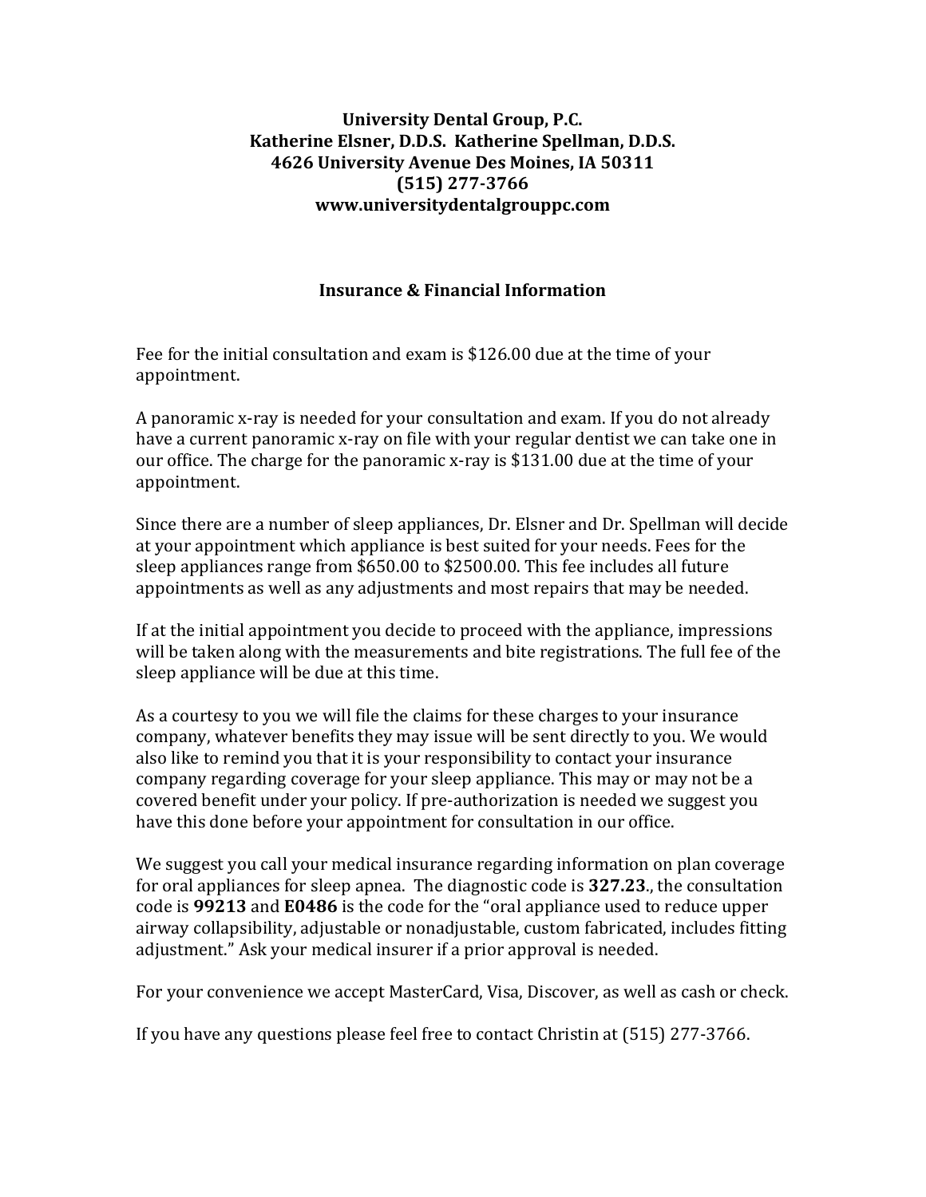**University Dental Group, P.C.**
**Katherine Elsner, D.D.S. Katherine Spellman, D.D.S.**
**4626 University Avenue Des Moines, IA 50311**
**(515) 277-3766**
**www.universitydentalgrouppc.com**

## Insurance & Financial Information

Fee for the initial consultation and exam is $126.00 due at the time of your appointment.

A panoramic x-ray is needed for your consultation and exam. If you do not already have a current panoramic x-ray on file with your regular dentist we can take one in our office. The charge for the panoramic x-ray is $131.00 due at the time of your appointment.

Since there are a number of sleep appliances, Dr. Elsner and Dr. Spellman will decide at your appointment which appliance is best suited for your needs. Fees for the sleep appliances range from $650.00 to $2500.00. This fee includes all future appointments as well as any adjustments and most repairs that may be needed.

If at the initial appointment you decide to proceed with the appliance, impressions will be taken along with the measurements and bite registrations. The full fee of the sleep appliance will be due at this time.

As a courtesy to you we will file the claims for these charges to your insurance company, whatever benefits they may issue will be sent directly to you. We would also like to remind you that it is your responsibility to contact your insurance company regarding coverage for your sleep appliance. This may or may not be a covered benefit under your policy. If pre-authorization is needed we suggest you have this done before your appointment for consultation in our office.

We suggest you call your medical insurance regarding information on plan coverage for oral appliances for sleep apnea. The diagnostic code is **327.23**., the consultation code is **99213** and **E0486** is the code for the "oral appliance used to reduce upper airway collapsibility, adjustable or nonadjustable, custom fabricated, includes fitting adjustment." Ask your medical insurer if a prior approval is needed.

For your convenience we accept MasterCard, Visa, Discover, as well as cash or check.

If you have any questions please feel free to contact Christin at (515) 277-3766.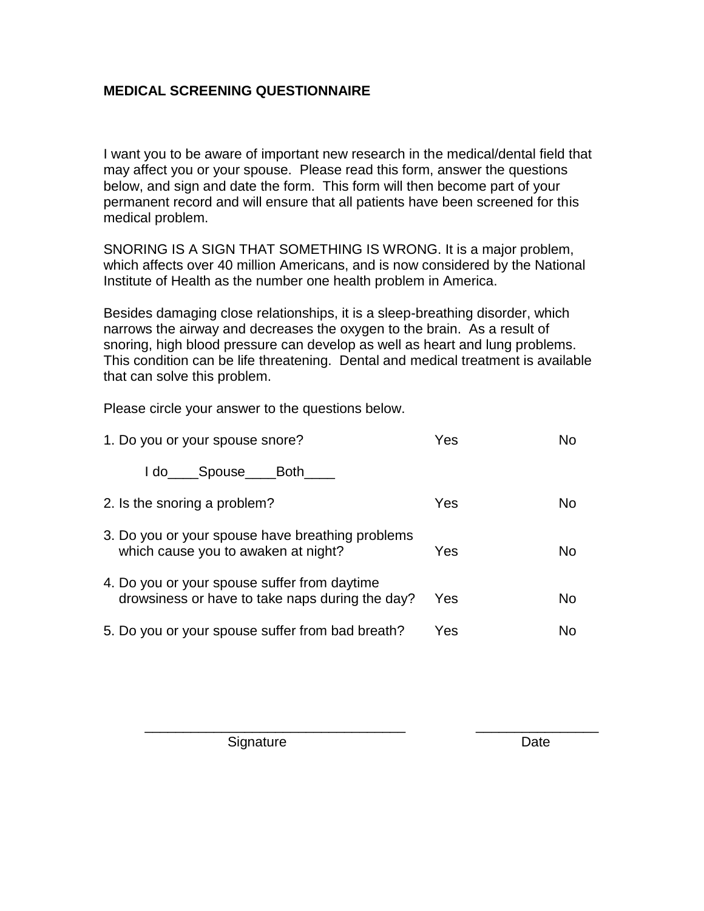**MEDICAL SCREENING QUESTIONNAIRE**

I want you to be aware of important new research in the medical/dental field that may affect you or your spouse. Please read this form, answer the questions below, and sign and date the form. This form will then become part of your permanent record and will ensure that all patients have been screened for this medical problem.

SNORING IS A SIGN THAT SOMETHING IS WRONG. It is a major problem, which affects over 40 million Americans, and is now considered by the National Institute of Health as the number one health problem in America.

Besides damaging close relationships, it is a sleep-breathing disorder, which narrows the airway and decreases the oxygen to the brain. As a result of snoring, high blood pressure can develop as well as heart and lung problems. This condition can be life threatening. Dental and medical treatment is available that can solve this problem.

Please circle your answer to the questions below.

| | | |
|---|---|---|
| 1. Do you or your spouse snore? | Yes | No |
| I do____Spouse____Both____ | | |
| 2. Is the snoring a problem? | Yes | No |
| 3. Do you or your spouse have breathing problems which cause you to awaken at night? | Yes | No |
| 4. Do you or your spouse suffer from daytime drowsiness or have to take naps during the day? | Yes | No |
| 5. Do you or your spouse suffer from bad breath? | Yes | No |

___________________________________ Signature

________________ Date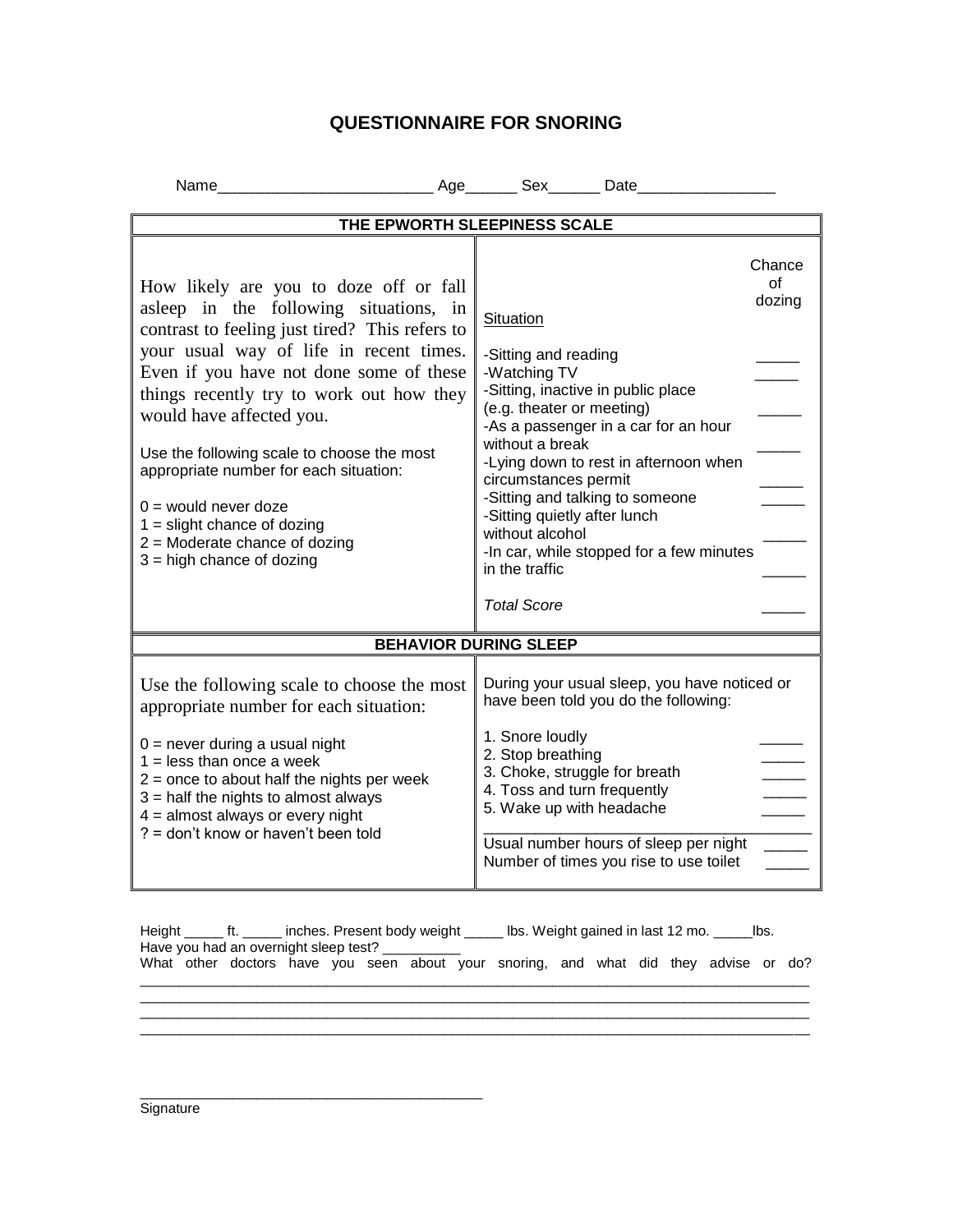# QUESTIONNAIRE FOR SNORING

Name_________________________ Age______ Sex______ Date________________

| THE EPWORTH SLEEPINESS SCALE | |
|---|---|
| How likely are you to doze off or fall sleep in the following situations, in contrast to feeling just tired? This refers to your usual way of life in recent times. Even if you have not done some of these things recently try to work out how they would have affected you.<br><br>Use the following scale to choose the most appropriate number for each situation:<br><br>0 = would never doze<br>1 = slight chance of dozing<br>2 = Moderate chance of dozing<br>3 = high chance of dozing | Situation — Chance of dozing<br><br>-Sitting and reading _____<br>-Watching TV _____<br>-Sitting, inactive in public place (e.g. theater or meeting) _____<br>-As a passenger in a car for an hour without a break _____<br>-Lying down to rest in afternoon when circumstances permit _____<br>-Sitting and talking to someone _____<br>-Sitting quietly after lunch without alcohol _____<br>-In car, while stopped for a few minutes in the traffic _____<br><br>*Total Score* _____ |

| BEHAVIOR DURING SLEEP | |
|---|---|
| Use the following scale to choose the most appropriate number for each situation:<br><br>0 = never during a usual night<br>1 = less than once a week<br>2 = once to about half the nights per week<br>3 = half the nights to almost always<br>4 = almost always or every night<br>? = don't know or haven't been told | During your usual sleep, you have noticed or have been told you do the following:<br><br>1. Snore loudly _____<br>2. Stop breathing _____<br>3. Choke, struggle for breath _____<br>4. Toss and turn frequently _____<br>5. Wake up with headache _____<br><br>Usual number hours of sleep per night _____<br>Number of times you rise to use toilet _____ |

Height _____ ft. _____ inches. Present body weight _____ lbs. Weight gained in last 12 mo. _____lbs.
Have you had an overnight sleep test? __________
What other doctors have you seen about your snoring, and what did they advise or do?
______________________________________________________________________________________
______________________________________________________________________________________
______________________________________________________________________________________
______________________________________________________________________________________

____________________________________________
Signature